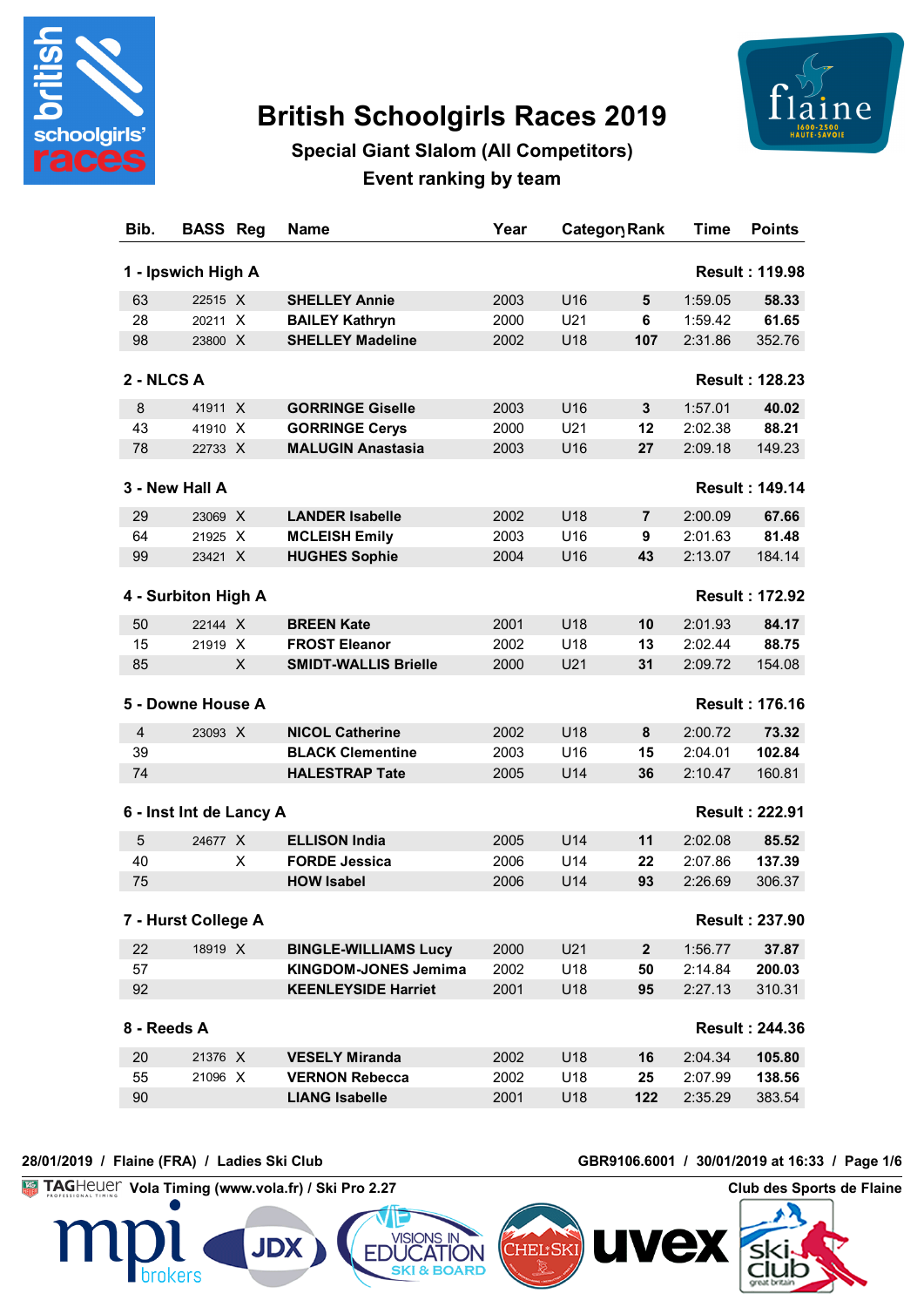# British Schoolgirls Races 2019

## Special Giant Slalom (All Competitors)

## Event ranking by team

| Bib. | BASS | Reg | Name | Year | Category | Rank | Time | Points |
|---|---|---|---|---|---|---|---|---|
| **1 - Ipswich High A** | | | | | | | | **Result : 119.98** |
| 63 | 22515 | X | **SHELLEY Annie** | 2003 | U16 | **5** | 1:59.05 | **58.33** |
| 28 | 20211 | X | **BAILEY Kathryn** | 2000 | U21 | **6** | 1:59.42 | **61.65** |
| 98 | 23800 | X | **SHELLEY Madeline** | 2002 | U18 | **107** | 2:31.86 | 352.76 |
| **2 - NLCS A** | | | | | | | | **Result : 128.23** |
| 8 | 41911 | X | **GORRINGE Giselle** | 2003 | U16 | **3** | 1:57.01 | **40.02** |
| 43 | 41910 | X | **GORRINGE Cerys** | 2000 | U21 | **12** | 2:02.38 | **88.21** |
| 78 | 22733 | X | **MALUGIN Anastasia** | 2003 | U16 | **27** | 2:09.18 | 149.23 |
| **3 - New Hall A** | | | | | | | | **Result : 149.14** |
| 29 | 23069 | X | **LANDER Isabelle** | 2002 | U18 | **7** | 2:00.09 | **67.66** |
| 64 | 21925 | X | **MCLEISH Emily** | 2003 | U16 | **9** | 2:01.63 | **81.48** |
| 99 | 23421 | X | **HUGHES Sophie** | 2004 | U16 | **43** | 2:13.07 | 184.14 |
| **4 - Surbiton High A** | | | | | | | | **Result : 172.92** |
| 50 | 22144 | X | **BREEN Kate** | 2001 | U18 | **10** | 2:01.93 | **84.17** |
| 15 | 21919 | X | **FROST Eleanor** | 2002 | U18 | **13** | 2:02.44 | **88.75** |
| 85 | | X | **SMIDT-WALLIS Brielle** | 2000 | U21 | **31** | 2:09.72 | 154.08 |
| **5 - Downe House A** | | | | | | | | **Result : 176.16** |
| 4 | 23093 | X | **NICOL Catherine** | 2002 | U18 | **8** | 2:00.72 | **73.32** |
| 39 | | | **BLACK Clementine** | 2003 | U16 | **15** | 2:04.01 | **102.84** |
| 74 | | | **HALESTRAP Tate** | 2005 | U14 | **36** | 2:10.47 | 160.81 |
| **6 - Inst Int de Lancy A** | | | | | | | | **Result : 222.91** |
| 5 | 24677 | X | **ELLISON India** | 2005 | U14 | **11** | 2:02.08 | **85.52** |
| 40 | | X | **FORDE Jessica** | 2006 | U14 | **22** | 2:07.86 | **137.39** |
| 75 | | | **HOW Isabel** | 2006 | U14 | **93** | 2:26.69 | 306.37 |
| **7 - Hurst College A** | | | | | | | | **Result : 237.90** |
| 22 | 18919 | X | **BINGLE-WILLIAMS Lucy** | 2000 | U21 | **2** | 1:56.77 | **37.87** |
| 57 | | | **KINGDOM-JONES Jemima** | 2002 | U18 | **50** | 2:14.84 | **200.03** |
| 92 | | | **KEENLEYSIDE Harriet** | 2001 | U18 | **95** | 2:27.13 | 310.31 |
| **8 - Reeds A** | | | | | | | | **Result : 244.36** |
| 20 | 21376 | X | **VESELY Miranda** | 2002 | U18 | **16** | 2:04.34 | **105.80** |
| 55 | 21096 | X | **VERNON Rebecca** | 2002 | U18 | **25** | 2:07.99 | **138.56** |
| 90 | | | **LIANG Isabelle** | 2001 | U18 | **122** | 2:35.29 | 383.54 |

28/01/2019 / Flaine (FRA) / Ladies Ski Club

GBR9106.6001 / 30/01/2019 at 16:33

Vola Timing (www.vola.fr) / Ski Pro 2.27

Club des Sports de Flaine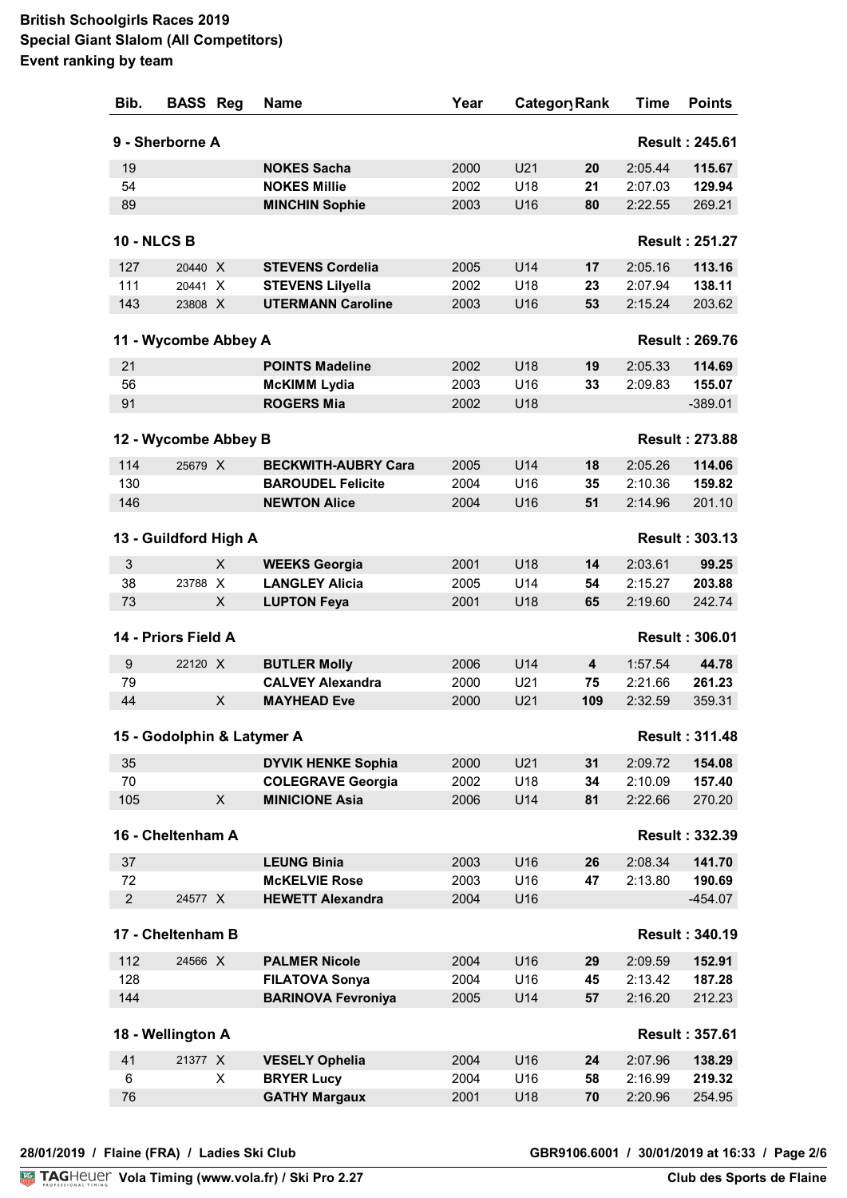# British Schoolgirls Races 2019
## Special Giant Slalom (All Competitors)
### Event ranking by team

| Bib. | BASS | Reg | Name | Year | Category | Rank | Time | Points |
|---|---|---|---|---|---|---|---|---|
| **9 - Sherborne A** | | | | | | | | **Result : 245.61** |
| 19 | | | **NOKES Sacha** | 2000 | U21 | **20** | 2:05.44 | **115.67** |
| 54 | | | **NOKES Millie** | 2002 | U18 | **21** | 2:07.03 | **129.94** |
| 89 | | | **MINCHIN Sophie** | 2003 | U16 | **80** | 2:22.55 | 269.21 |
| **10 - NLCS B** | | | | | | | | **Result : 251.27** |
| 127 | 20440 | X | **STEVENS Cordelia** | 2005 | U14 | **17** | 2:05.16 | **113.16** |
| 111 | 20441 | X | **STEVENS Lilyella** | 2002 | U18 | **23** | 2:07.94 | **138.11** |
| 143 | 23808 | X | **UTERMANN Caroline** | 2003 | U16 | **53** | 2:15.24 | 203.62 |
| **11 - Wycombe Abbey A** | | | | | | | | **Result : 269.76** |
| 21 | | | **POINTS Madeline** | 2002 | U18 | **19** | 2:05.33 | **114.69** |
| 56 | | | **McKIMM Lydia** | 2003 | U16 | **33** | 2:09.83 | **155.07** |
| 91 | | | **ROGERS Mia** | 2002 | U18 | | | -389.01 |
| **12 - Wycombe Abbey B** | | | | | | | | **Result : 273.88** |
| 114 | 25679 | X | **BECKWITH-AUBRY Cara** | 2005 | U14 | **18** | 2:05.26 | **114.06** |
| 130 | | | **BAROUDEL Felicite** | 2004 | U16 | **35** | 2:10.36 | **159.82** |
| 146 | | | **NEWTON Alice** | 2004 | U16 | **51** | 2:14.96 | 201.10 |
| **13 - Guildford High A** | | | | | | | | **Result : 303.13** |
| 3 | | X | **WEEKS Georgia** | 2001 | U18 | **14** | 2:03.61 | **99.25** |
| 38 | 23788 | X | **LANGLEY Alicia** | 2005 | U14 | **54** | 2:15.27 | **203.88** |
| 73 | | X | **LUPTON Feya** | 2001 | U18 | **65** | 2:19.60 | 242.74 |
| **14 - Priors Field A** | | | | | | | | **Result : 306.01** |
| 9 | 22120 | X | **BUTLER Molly** | 2006 | U14 | **4** | 1:57.54 | **44.78** |
| 79 | | | **CALVEY Alexandra** | 2000 | U21 | **75** | 2:21.66 | **261.23** |
| 44 | | X | **MAYHEAD Eve** | 2000 | U21 | **109** | 2:32.59 | 359.31 |
| **15 - Godolphin & Latymer A** | | | | | | | | **Result : 311.48** |
| 35 | | | **DYVIK HENKE Sophia** | 2000 | U21 | **31** | 2:09.72 | **154.08** |
| 70 | | | **COLEGRAVE Georgia** | 2002 | U18 | **34** | 2:10.09 | **157.40** |
| 105 | | X | **MINICIONE Asia** | 2006 | U14 | **81** | 2:22.66 | 270.20 |
| **16 - Cheltenham A** | | | | | | | | **Result : 332.39** |
| 37 | | | **LEUNG Binia** | 2003 | U16 | **26** | 2:08.34 | **141.70** |
| 72 | | | **McKELVIE Rose** | 2003 | U16 | **47** | 2:13.80 | **190.69** |
| 2 | 24577 | X | **HEWETT Alexandra** | 2004 | U16 | | | -454.07 |
| **17 - Cheltenham B** | | | | | | | | **Result : 340.19** |
| 112 | 24566 | X | **PALMER Nicole** | 2004 | U16 | **29** | 2:09.59 | **152.91** |
| 128 | | | **FILATOVA Sonya** | 2004 | U16 | **45** | 2:13.42 | **187.28** |
| 144 | | | **BARINOVA Fevroniya** | 2005 | U14 | **57** | 2:16.20 | 212.23 |
| **18 - Wellington A** | | | | | | | | **Result : 357.61** |
| 41 | 21377 | X | **VESELY Ophelia** | 2004 | U16 | **24** | 2:07.96 | **138.29** |
| 6 | | X | **BRYER Lucy** | 2004 | U16 | **58** | 2:16.99 | **219.32** |
| 76 | | | **GATHY Margaux** | 2001 | U18 | **70** | 2:20.96 | 254.95 |

28/01/2019 / Flaine (FRA) / Ladies Ski Club — GBR9106.6001 / 30/01/2019 at 16:33

TAGHeuer Vola Timing (www.vola.fr) / Ski Pro 2.27 — Club des Sports de Flaine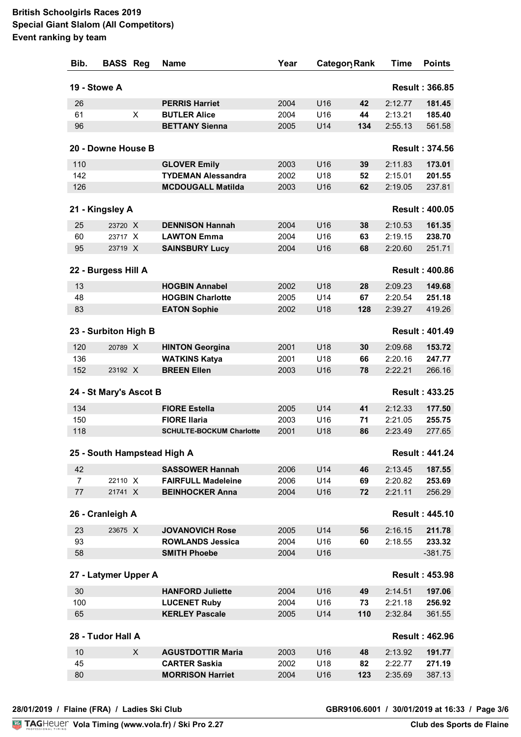**British Schoolgirls Races 2019**
**Special Giant Slalom (All Competitors)**
**Event ranking by team**

| Bib. | BASS | Reg | Name | Year | Category | Rank | Time | Points |
|---|---|---|---|---|---|---|---|---|
| **19 - Stowe A** | | | | | | | | **Result : 366.85** |
| 26 | | | **PERRIS Harriet** | 2004 | U16 | **42** | 2:12.77 | **181.45** |
| 61 | | X | **BUTLER Alice** | 2004 | U16 | **44** | 2:13.21 | **185.40** |
| 96 | | | **BETTANY Sienna** | 2005 | U14 | **134** | 2:55.13 | 561.58 |
| **20 - Downe House B** | | | | | | | | **Result : 374.56** |
| 110 | | | **GLOVER Emily** | 2003 | U16 | **39** | 2:11.83 | **173.01** |
| 142 | | | **TYDEMAN Alessandra** | 2002 | U18 | **52** | 2:15.01 | **201.55** |
| 126 | | | **MCDOUGALL Matilda** | 2003 | U16 | **62** | 2:19.05 | 237.81 |
| **21 - Kingsley A** | | | | | | | | **Result : 400.05** |
| 25 | 23720 | X | **DENNISON Hannah** | 2004 | U16 | **38** | 2:10.53 | **161.35** |
| 60 | 23717 | X | **LAWTON Emma** | 2004 | U16 | **63** | 2:19.15 | **238.70** |
| 95 | 23719 | X | **SAINSBURY Lucy** | 2004 | U16 | **68** | 2:20.60 | 251.71 |
| **22 - Burgess Hill A** | | | | | | | | **Result : 400.86** |
| 13 | | | **HOGBIN Annabel** | 2002 | U18 | **28** | 2:09.23 | **149.68** |
| 48 | | | **HOGBIN Charlotte** | 2005 | U14 | **67** | 2:20.54 | **251.18** |
| 83 | | | **EATON Sophie** | 2002 | U18 | **128** | 2:39.27 | 419.26 |
| **23 - Surbiton High B** | | | | | | | | **Result : 401.49** |
| 120 | 20789 | X | **HINTON Georgina** | 2001 | U18 | **30** | 2:09.68 | **153.72** |
| 136 | | | **WATKINS Katya** | 2001 | U18 | **66** | 2:20.16 | **247.77** |
| 152 | 23192 | X | **BREEN Ellen** | 2003 | U16 | **78** | 2:22.21 | 266.16 |
| **24 - St Mary's Ascot B** | | | | | | | | **Result : 433.25** |
| 134 | | | **FIORE Estella** | 2005 | U14 | **41** | 2:12.33 | **177.50** |
| 150 | | | **FIORE Ilaria** | 2003 | U16 | **71** | 2:21.05 | **255.75** |
| 118 | | | **SCHULTE-BOCKUM Charlotte** | 2001 | U18 | **86** | 2:23.49 | 277.65 |
| **25 - South Hampstead High A** | | | | | | | | **Result : 441.24** |
| 42 | | | **SASSOWER Hannah** | 2006 | U14 | **46** | 2:13.45 | **187.55** |
| 7 | 22110 | X | **FAIRFULL Madeleine** | 2006 | U14 | **69** | 2:20.82 | **253.69** |
| 77 | 21741 | X | **BEINHOCKER Anna** | 2004 | U16 | **72** | 2:21.11 | 256.29 |
| **26 - Cranleigh A** | | | | | | | | **Result : 445.10** |
| 23 | 23675 | X | **JOVANOVICH Rose** | 2005 | U14 | **56** | 2:16.15 | **211.78** |
| 93 | | | **ROWLANDS Jessica** | 2004 | U16 | **60** | 2:18.55 | **233.32** |
| 58 | | | **SMITH Phoebe** | 2004 | U16 | | | -381.75 |
| **27 - Latymer Upper A** | | | | | | | | **Result : 453.98** |
| 30 | | | **HANFORD Juliette** | 2004 | U16 | **49** | 2:14.51 | **197.06** |
| 100 | | | **LUCENET Ruby** | 2004 | U16 | **73** | 2:21.18 | **256.92** |
| 65 | | | **KERLEY Pascale** | 2005 | U14 | **110** | 2:32.84 | 361.55 |
| **28 - Tudor Hall A** | | | | | | | | **Result : 462.96** |
| 10 | | X | **AGUSTDOTTIR Maria** | 2003 | U16 | **48** | 2:13.92 | **191.77** |
| 45 | | | **CARTER Saskia** | 2002 | U18 | **82** | 2:22.77 | **271.19** |
| 80 | | | **MORRISON Harriet** | 2004 | U16 | **123** | 2:35.69 | 387.13 |

28/01/2019 / Flaine (FRA) / Ladies Ski Club — GBR9106.6001 / 30/01/2019 at 16:33

TAGHeuer Vola Timing (www.vola.fr) / Ski Pro 2.27 — Club des Sports de Flaine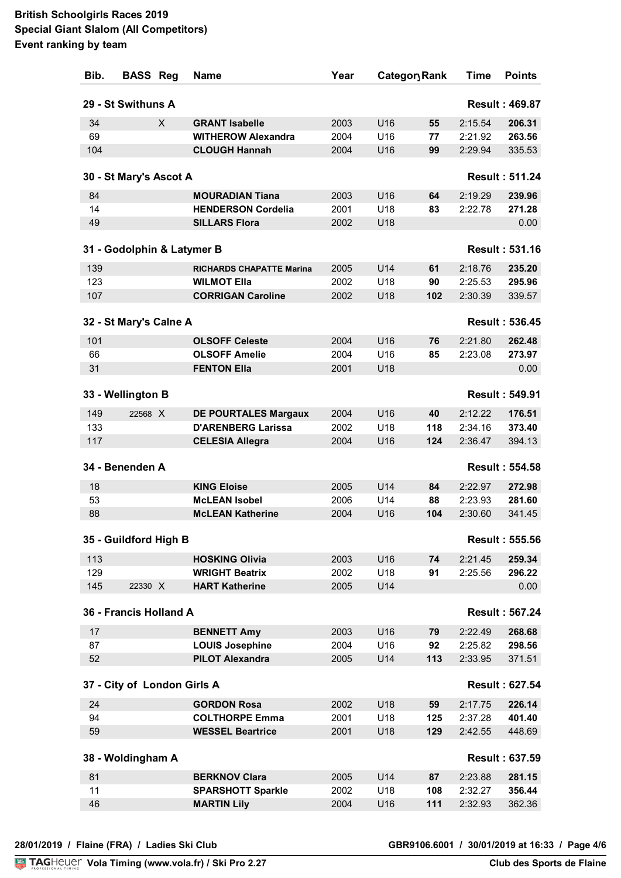**British Schoolgirls Races 2019**
**Special Giant Slalom (All Competitors)**
**Event ranking by team**

| Bib. | BASS | Reg | Name | Year | Category | Rank | Time | Points |
|---|---|---|---|---|---|---|---|---|
| **29 - St Swithuns A** | | | | | | | | **Result : 469.87** |
| 34 | | X | **GRANT Isabelle** | 2003 | U16 | **55** | 2:15.54 | **206.31** |
| 69 | | | **WITHEROW Alexandra** | 2004 | U16 | **77** | 2:21.92 | **263.56** |
| 104 | | | **CLOUGH Hannah** | 2004 | U16 | **99** | 2:29.94 | 335.53 |
| **30 - St Mary's Ascot A** | | | | | | | | **Result : 511.24** |
| 84 | | | **MOURADIAN Tiana** | 2003 | U16 | **64** | 2:19.29 | **239.96** |
| 14 | | | **HENDERSON Cordelia** | 2001 | U18 | **83** | 2:22.78 | **271.28** |
| 49 | | | **SILLARS Flora** | 2002 | U18 | | | 0.00 |
| **31 - Godolphin & Latymer B** | | | | | | | | **Result : 531.16** |
| 139 | | | **RICHARDS CHAPATTE Marina** | 2005 | U14 | **61** | 2:18.76 | **235.20** |
| 123 | | | **WILMOT Ella** | 2002 | U18 | **90** | 2:25.53 | **295.96** |
| 107 | | | **CORRIGAN Caroline** | 2002 | U18 | **102** | 2:30.39 | 339.57 |
| **32 - St Mary's Calne A** | | | | | | | | **Result : 536.45** |
| 101 | | | **OLSOFF Celeste** | 2004 | U16 | **76** | 2:21.80 | **262.48** |
| 66 | | | **OLSOFF Amelie** | 2004 | U16 | **85** | 2:23.08 | **273.97** |
| 31 | | | **FENTON Ella** | 2001 | U18 | | | 0.00 |
| **33 - Wellington B** | | | | | | | | **Result : 549.91** |
| 149 | 22568 | X | **DE POURTALES Margaux** | 2004 | U16 | **40** | 2:12.22 | **176.51** |
| 133 | | | **D'ARENBERG Larissa** | 2002 | U18 | **118** | 2:34.16 | **373.40** |
| 117 | | | **CELESIA Allegra** | 2004 | U16 | **124** | 2:36.47 | 394.13 |
| **34 - Benenden A** | | | | | | | | **Result : 554.58** |
| 18 | | | **KING Eloise** | 2005 | U14 | **84** | 2:22.97 | **272.98** |
| 53 | | | **McLEAN Isobel** | 2006 | U14 | **88** | 2:23.93 | **281.60** |
| 88 | | | **McLEAN Katherine** | 2004 | U16 | **104** | 2:30.60 | 341.45 |
| **35 - Guildford High B** | | | | | | | | **Result : 555.56** |
| 113 | | | **HOSKING Olivia** | 2003 | U16 | **74** | 2:21.45 | **259.34** |
| 129 | | | **WRIGHT Beatrix** | 2002 | U18 | **91** | 2:25.56 | **296.22** |
| 145 | 22330 | X | **HART Katherine** | 2005 | U14 | | | 0.00 |
| **36 - Francis Holland A** | | | | | | | | **Result : 567.24** |
| 17 | | | **BENNETT Amy** | 2003 | U16 | **79** | 2:22.49 | **268.68** |
| 87 | | | **LOUIS Josephine** | 2004 | U16 | **92** | 2:25.82 | **298.56** |
| 52 | | | **PILOT Alexandra** | 2005 | U14 | **113** | 2:33.95 | 371.51 |
| **37 - City of London Girls A** | | | | | | | | **Result : 627.54** |
| 24 | | | **GORDON Rosa** | 2002 | U18 | **59** | 2:17.75 | **226.14** |
| 94 | | | **COLTHORPE Emma** | 2001 | U18 | **125** | 2:37.28 | **401.40** |
| 59 | | | **WESSEL Beartrice** | 2001 | U18 | **129** | 2:42.55 | 448.69 |
| **38 - Woldingham A** | | | | | | | | **Result : 637.59** |
| 81 | | | **BERKNOV Clara** | 2005 | U14 | **87** | 2:23.88 | **281.15** |
| 11 | | | **SPARSHOTT Sparkle** | 2002 | U18 | **108** | 2:32.27 | **356.44** |
| 46 | | | **MARTIN Lily** | 2004 | U16 | **111** | 2:32.93 | 362.36 |

28/01/2019 / Flaine (FRA) / Ladies Ski Club — GBR9106.6001 / 30/01/2019 at 16:33

TAGHeuer Vola Timing (www.vola.fr) / Ski Pro 2.27 — Club des Sports de Flaine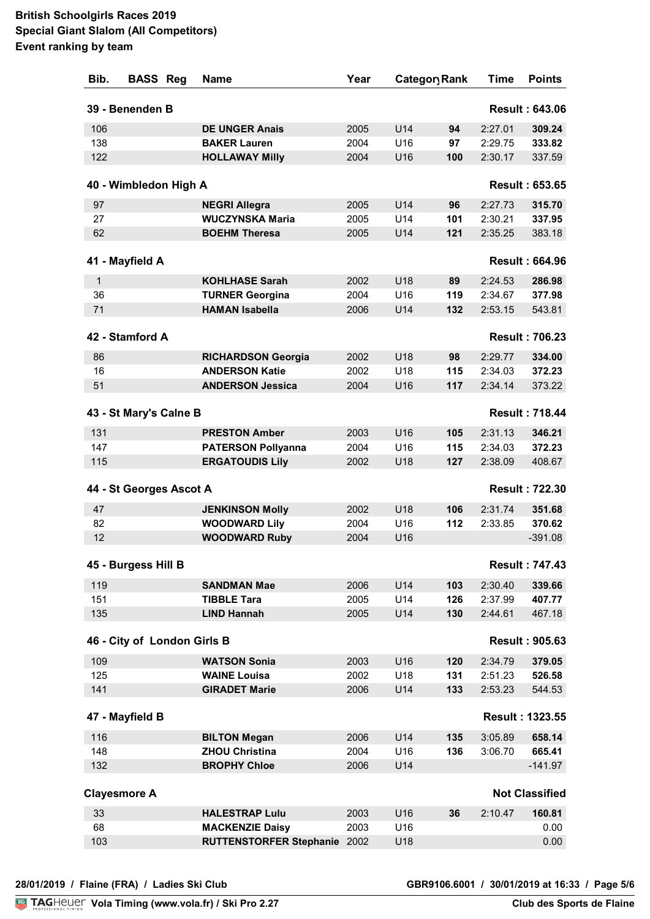**British Schoolgirls Races 2019**
**Special Giant Slalom (All Competitors)**
**Event ranking by team**

| Bib. | BASS | Reg | Name | Year | Category | Rank | Time | Points |
|---|---|---|---|---|---|---|---|---|
| **39 - Benenden B** | | | | | | | | **Result : 643.06** |
| 106 | | | **DE UNGER Anais** | 2005 | U14 | **94** | 2:27.01 | **309.24** |
| 138 | | | **BAKER Lauren** | 2004 | U16 | **97** | 2:29.75 | **333.82** |
| 122 | | | **HOLLAWAY Milly** | 2004 | U16 | **100** | 2:30.17 | 337.59 |
| **40 - Wimbledon High A** | | | | | | | | **Result : 653.65** |
| 97 | | | **NEGRI Allegra** | 2005 | U14 | **96** | 2:27.73 | **315.70** |
| 27 | | | **WUCZYNSKA Maria** | 2005 | U14 | **101** | 2:30.21 | **337.95** |
| 62 | | | **BOEHM Theresa** | 2005 | U14 | **121** | 2:35.25 | 383.18 |
| **41 - Mayfield A** | | | | | | | | **Result : 664.96** |
| 1 | | | **KOHLHASE Sarah** | 2002 | U18 | **89** | 2:24.53 | **286.98** |
| 36 | | | **TURNER Georgina** | 2004 | U16 | **119** | 2:34.67 | **377.98** |
| 71 | | | **HAMAN Isabella** | 2006 | U14 | **132** | 2:53.15 | 543.81 |
| **42 - Stamford A** | | | | | | | | **Result : 706.23** |
| 86 | | | **RICHARDSON Georgia** | 2002 | U18 | **98** | 2:29.77 | **334.00** |
| 16 | | | **ANDERSON Katie** | 2002 | U18 | **115** | 2:34.03 | **372.23** |
| 51 | | | **ANDERSON Jessica** | 2004 | U16 | **117** | 2:34.14 | 373.22 |
| **43 - St Mary's Calne B** | | | | | | | | **Result : 718.44** |
| 131 | | | **PRESTON Amber** | 2003 | U16 | **105** | 2:31.13 | **346.21** |
| 147 | | | **PATERSON Pollyanna** | 2004 | U16 | **115** | 2:34.03 | **372.23** |
| 115 | | | **ERGATOUDIS Lily** | 2002 | U18 | **127** | 2:38.09 | 408.67 |
| **44 - St Georges Ascot A** | | | | | | | | **Result : 722.30** |
| 47 | | | **JENKINSON Molly** | 2002 | U18 | **106** | 2:31.74 | **351.68** |
| 82 | | | **WOODWARD Lily** | 2004 | U16 | **112** | 2:33.85 | **370.62** |
| 12 | | | **WOODWARD Ruby** | 2004 | U16 | | | -391.08 |
| **45 - Burgess Hill B** | | | | | | | | **Result : 747.43** |
| 119 | | | **SANDMAN Mae** | 2006 | U14 | **103** | 2:30.40 | **339.66** |
| 151 | | | **TIBBLE Tara** | 2005 | U14 | **126** | 2:37.99 | **407.77** |
| 135 | | | **LIND Hannah** | 2005 | U14 | **130** | 2:44.61 | 467.18 |
| **46 - City of London Girls B** | | | | | | | | **Result : 905.63** |
| 109 | | | **WATSON Sonia** | 2003 | U16 | **120** | 2:34.79 | **379.05** |
| 125 | | | **WAINE Louisa** | 2002 | U18 | **131** | 2:51.23 | **526.58** |
| 141 | | | **GIRADET Marie** | 2006 | U14 | **133** | 2:53.23 | 544.53 |
| **47 - Mayfield B** | | | | | | | | **Result : 1323.55** |
| 116 | | | **BILTON Megan** | 2006 | U14 | **135** | 3:05.89 | **658.14** |
| 148 | | | **ZHOU Christina** | 2004 | U16 | **136** | 3:06.70 | **665.41** |
| 132 | | | **BROPHY Chloe** | 2006 | U14 | | | -141.97 |
| **Clayesmore A** | | | | | | | | **Not Classified** |
| 33 | | | **HALESTRAP Lulu** | 2003 | U16 | **36** | 2:10.47 | **160.81** |
| 68 | | | **MACKENZIE Daisy** | 2003 | U16 | | | 0.00 |
| 103 | | | **RUTTENSTORFER Stephanie** | 2002 | U18 | | | 0.00 |

28/01/2019 / Flaine (FRA) / Ladies Ski Club — GBR9106.6001 / 30/01/2019 at 16:33

Vola Timing (www.vola.fr) / Ski Pro 2.27 — Club des Sports de Flaine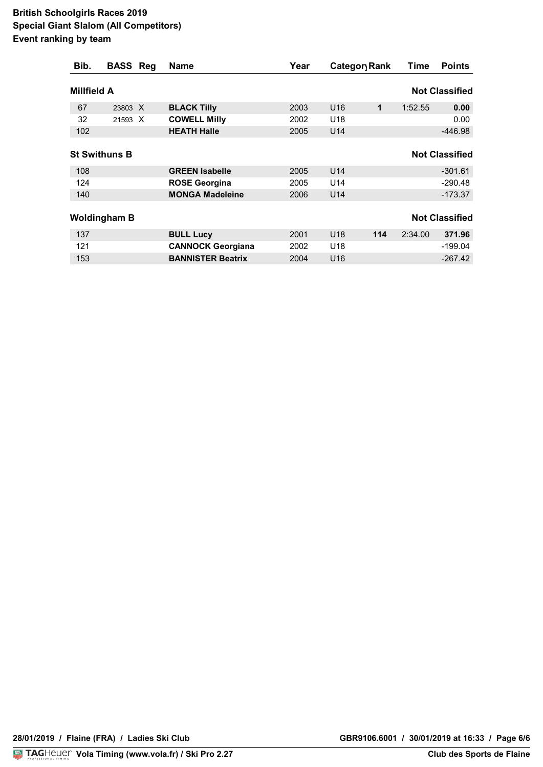**British Schoolgirls Races 2019**
**Special Giant Slalom (All Competitors)**
**Event ranking by team**

| Bib. | BASS | Reg | Name | Year | Category | Rank | Time | Points |
|---|---|---|---|---|---|---|---|---|
| **Millfield A** | | | | | | | | **Not Classified** |
| 67 | 23803 | X | **BLACK Tilly** | 2003 | U16 | **1** | 1:52.55 | **0.00** |
| 32 | 21593 | X | **COWELL Milly** | 2002 | U18 | | | 0.00 |
| 102 | | | **HEATH Halle** | 2005 | U14 | | | -446.98 |
| **St Swithuns B** | | | | | | | | **Not Classified** |
| 108 | | | **GREEN Isabelle** | 2005 | U14 | | | -301.61 |
| 124 | | | **ROSE Georgina** | 2005 | U14 | | | -290.48 |
| 140 | | | **MONGA Madeleine** | 2006 | U14 | | | -173.37 |
| **Woldingham B** | | | | | | | | **Not Classified** |
| 137 | | | **BULL Lucy** | 2001 | U18 | **114** | 2:34.00 | **371.96** |
| 121 | | | **CANNOCK Georgiana** | 2002 | U18 | | | -199.04 |
| 153 | | | **BANNISTER Beatrix** | 2004 | U16 | | | -267.42 |

28/01/2019 / Flaine (FRA) / Ladies Ski Club — GBR9106.6001 / 30/01/2019 at 16:33

TAGHeuer Vola Timing (www.vola.fr) / Ski Pro 2.27 — Club des Sports de Flaine